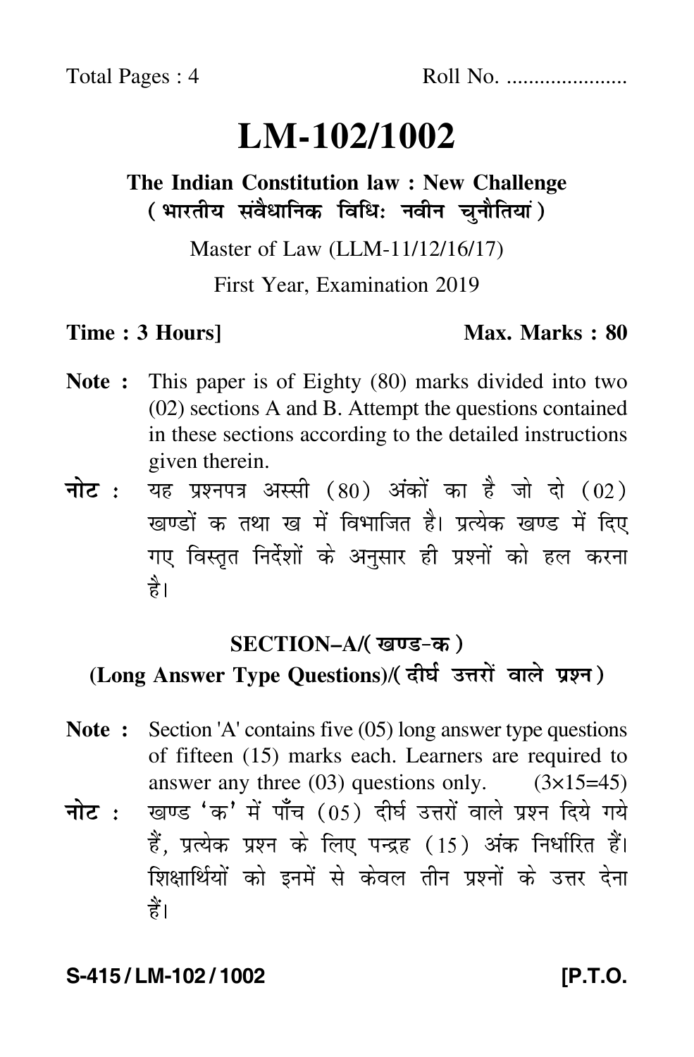Total Pages : 4 Roll No. ......................

# LM-102/1002

## The Indian Constitution law : New Challenge
## (भारतीय संवैधानिक विधिः नवीन चुनौतियां)

Master of Law (LLM-11/12/16/17)

First Year, Examination 2019

**Time : 3 Hours]** **Max. Marks : 80**

**Note :** This paper is of Eighty (80) marks divided into two (02) sections A and B. Attempt the questions contained in these sections according to the detailed instructions given therein.

**नोट :** यह प्रश्नपत्र अस्सी (80) अंकों का है जो दो (02) खण्डों क तथा ख में विभाजित है। प्रत्येक खण्ड में दिए गए विस्तृत निर्देशों के अनुसार ही प्रश्नों को हल करना है।

### SECTION–A/(खण्ड-क)
### (Long Answer Type Questions)/(दीर्घ उत्तरों वाले प्रश्न)

**Note :** Section 'A' contains five (05) long answer type questions of fifteen (15) marks each. Learners are required to answer any three (03) questions only. (3×15=45)

**नोट :** खण्ड 'क' में पाँच (05) दीर्घ उत्तरों वाले प्रश्न दिये गये हैं, प्रत्येक प्रश्न के लिए पन्द्रह (15) अंक निर्धारित हैं। शिक्षार्थियों को इनमें से केवल तीन प्रश्नों के उत्तर देना हैं।

**S-415 / LM-102 / 1002** **[P.T.O.**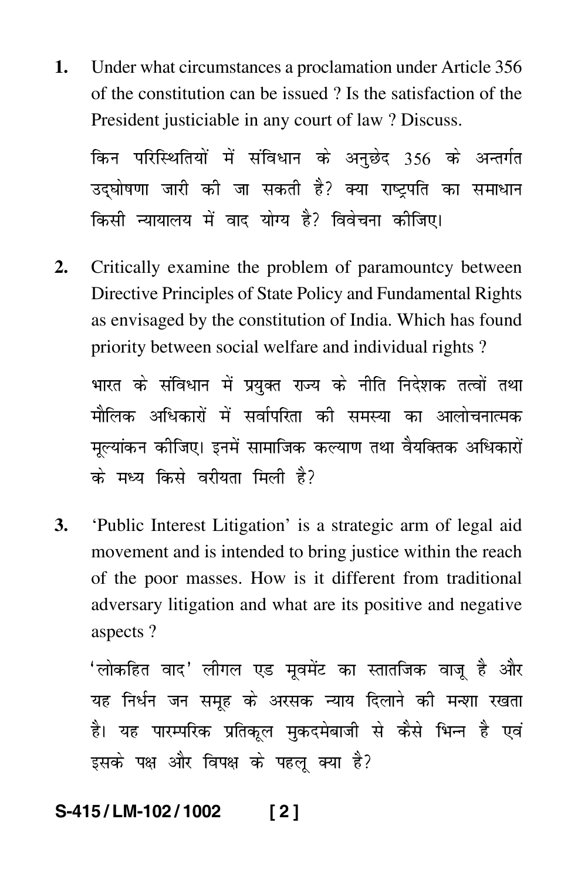1. Under what circumstances a proclamation under Article 356 of the constitution can be issued ? Is the satisfaction of the President justiciable in any court of law ? Discuss.

   किन परिस्थितियों में संविधान के अनुछेद 356 के अन्तर्गत उद्घोषणा जारी की जा सकती है? क्या राष्ट्रपति का समाधान किसी न्यायालय में वाद योग्य है? विवेचना कीजिए।

2. Critically examine the problem of paramountcy between Directive Principles of State Policy and Fundamental Rights as envisaged by the constitution of India. Which has found priority between social welfare and individual rights ?

   भारत के संविधान में प्रयुक्त राज्य के नीति निदेशक तत्वों तथा मौलिक अधिकारों में सर्वापरिता की समस्या का आलोचनात्मक मूल्यांकन कीजिए। इनमें सामाजिक कल्याण तथा वैयक्तिक अधिकारों के मध्य किसे वरीयता मिली है?

3. 'Public Interest Litigation' is a strategic arm of legal aid movement and is intended to bring justice within the reach of the poor masses. How is it different from traditional adversary litigation and what are its positive and negative aspects ?

   'लोकहित वाद' लीगल एड मूवमेंट का स्तातजिक वाजू है और यह निर्धन जन समूह के अरसक न्याय दिलाने की मन्शा रखता है। यह पारम्परिक प्रतिकूल मुकदमेबाजी से कैसे भिन्न है एवं इसके पक्ष और विपक्ष के पहलू क्या है?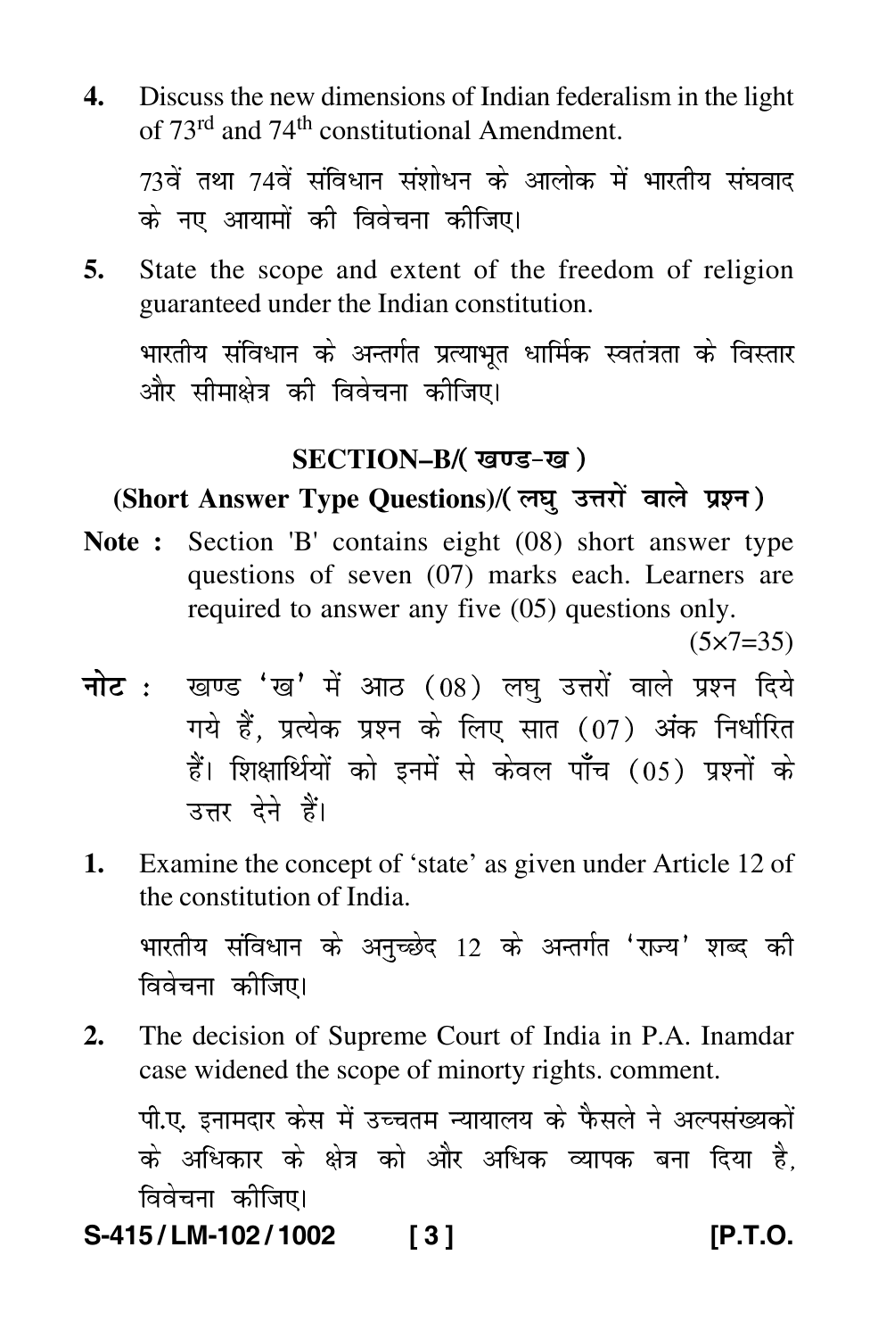4. Discuss the new dimensions of Indian federalism in the light of 73rd and 74th constitutional Amendment.

   73वें तथा 74वें संविधान संशोधन के आलोक में भारतीय संघवाद के नए आयामों की विवेचना कीजिए।

5. State the scope and extent of the freedom of religion guaranteed under the Indian constitution.

   भारतीय संविधान के अन्तर्गत प्रत्याभूत धार्मिक स्वतंत्रता के विस्तार और सीमाक्षेत्र की विवेचना कीजिए।

## SECTION–B/( खण्ड-ख )

### (Short Answer Type Questions)/( लघु उत्तरों वाले प्रश्न )

**Note :** Section 'B' contains eight (08) short answer type questions of seven (07) marks each. Learners are required to answer any five (05) questions only.

(5×7=35)

**नोट :** खण्ड 'ख' में आठ (08) लघु उत्तरों वाले प्रश्न दिये गये हैं, प्रत्येक प्रश्न के लिए सात (07) अंक निर्धारित हैं। शिक्षार्थियों को इनमें से केवल पाँच (05) प्रश्नों के उत्तर देने हैं।

1. Examine the concept of 'state' as given under Article 12 of the constitution of India.

   भारतीय संविधान के अनुच्छेद 12 के अन्तर्गत 'राज्य' शब्द की विवेचना कीजिए।

2. The decision of Supreme Court of India in P.A. Inamdar case widened the scope of minorty rights. comment.

   पी.ए. इनामदार केस में उच्चतम न्यायालय के फैसले ने अल्पसंख्यकों के अधिकार के क्षेत्र को और अधिक व्यापक बना दिया है, विवेचना कीजिए।

S-415 / LM-102 / 1002 [P.T.O.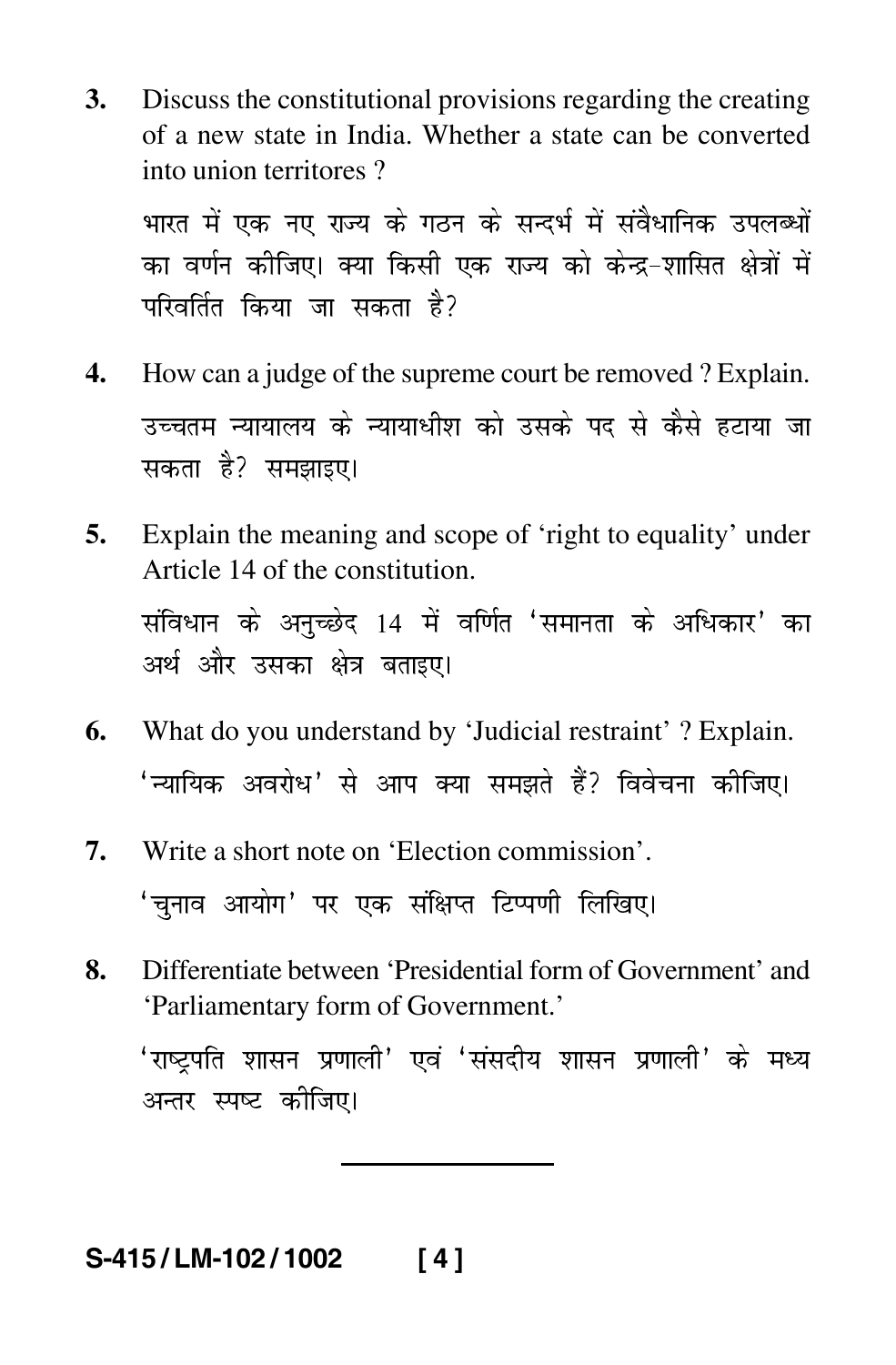3. Discuss the constitutional provisions regarding the creating of a new state in India. Whether a state can be converted into union territores ?

   भारत में एक नए राज्य के गठन के सन्दर्भ में संवैधानिक उपलब्धों का वर्णन कीजिए। क्या किसी एक राज्य को केन्द्र-शासित क्षेत्रों में परिवर्तित किया जा सकता है?

4. How can a judge of the supreme court be removed ? Explain.

   उच्चतम न्यायालय के न्यायाधीश को उसके पद से कैसे हटाया जा सकता है? समझाइए।

5. Explain the meaning and scope of 'right to equality' under Article 14 of the constitution.

   संविधान के अनुच्छेद 14 में वर्णित 'समानता के अधिकार' का अर्थ और उसका क्षेत्र बताइए।

6. What do you understand by 'Judicial restraint' ? Explain.

   'न्यायिक अवरोध' से आप क्या समझते हैं? विवेचना कीजिए।

7. Write a short note on 'Election commission'.

   'चुनाव आयोग' पर एक संक्षिप्त टिप्पणी लिखिए।

8. Differentiate between 'Presidential form of Government' and 'Parliamentary form of Government.'

   'राष्ट्रपति शासन प्रणाली' एवं 'संसदीय शासन प्रणाली' के मध्य अन्तर स्पष्ट कीजिए।

---

S-415 / LM-102 / 1002